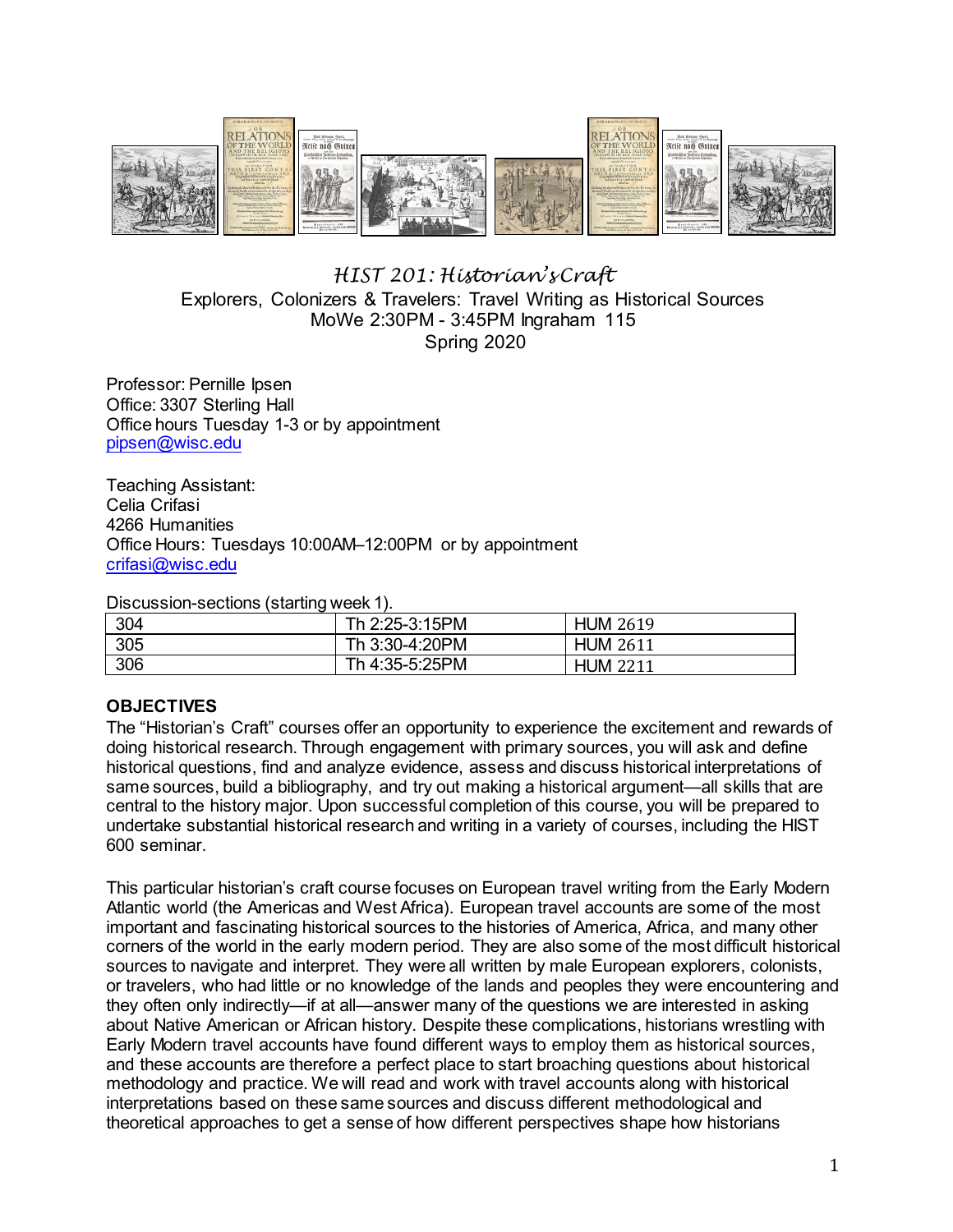# HIST 201: Historian's Craft

Explorers, Colonizers & Travelers: Travel Writing as Historical Sources
MoWe 2:30PM - 3:45PM Ingraham 115
Spring 2020

Professor: Pernille Ipsen
Office: 3307 Sterling Hall
Office hours Tuesday 1-3 or by appointment
pipsen@wisc.edu

Teaching Assistant:
Celia Crifasi
4266 Humanities
Office Hours: Tuesdays 10:00AM–12:00PM or by appointment
crifasi@wisc.edu

Discussion-sections (starting week 1).

| 304 | Th 2:25-3:15PM | HUM 2619 |
|---|---|---|
| 305 | Th 3:30-4:20PM | HUM 2611 |
| 306 | Th 4:35-5:25PM | HUM 2211 |

## OBJECTIVES

The "Historian's Craft" courses offer an opportunity to experience the excitement and rewards of doing historical research. Through engagement with primary sources, you will ask and define historical questions, find and analyze evidence, assess and discuss historical interpretations of same sources, build a bibliography, and try out making a historical argument—all skills that are central to the history major. Upon successful completion of this course, you will be prepared to undertake substantial historical research and writing in a variety of courses, including the HIST 600 seminar.

This particular historian's craft course focuses on European travel writing from the Early Modern Atlantic world (the Americas and West Africa). European travel accounts are some of the most important and fascinating historical sources to the histories of America, Africa, and many other corners of the world in the early modern period. They are also some of the most difficult historical sources to navigate and interpret. They were all written by male European explorers, colonists, or travelers, who had little or no knowledge of the lands and peoples they were encountering and they often only indirectly—if at all—answer many of the questions we are interested in asking about Native American or African history. Despite these complications, historians wrestling with Early Modern travel accounts have found different ways to employ them as historical sources, and these accounts are therefore a perfect place to start broaching questions about historical methodology and practice. We will read and work with travel accounts along with historical interpretations based on these same sources and discuss different methodological and theoretical approaches to get a sense of how different perspectives shape how historians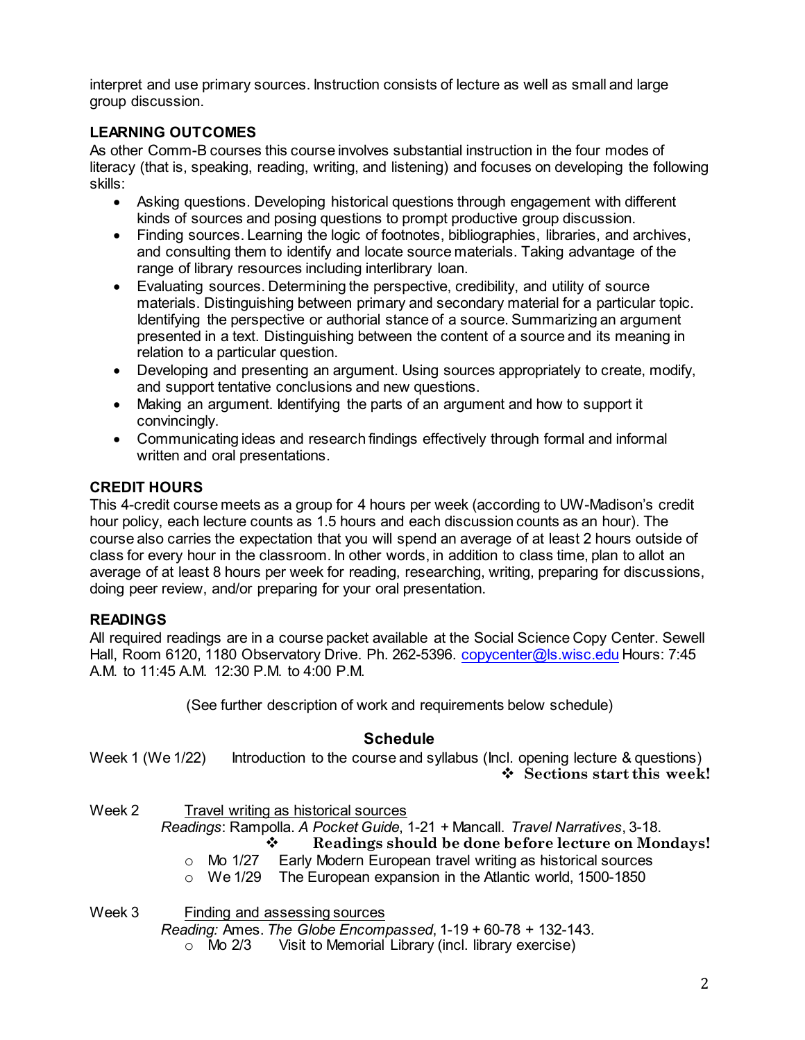interpret and use primary sources. Instruction consists of lecture as well as small and large group discussion.

## LEARNING OUTCOMES

As other Comm-B courses this course involves substantial instruction in the four modes of literacy (that is, speaking, reading, writing, and listening) and focuses on developing the following skills:

- Asking questions. Developing historical questions through engagement with different kinds of sources and posing questions to prompt productive group discussion.
- Finding sources. Learning the logic of footnotes, bibliographies, libraries, and archives, and consulting them to identify and locate source materials. Taking advantage of the range of library resources including interlibrary loan.
- Evaluating sources. Determining the perspective, credibility, and utility of source materials. Distinguishing between primary and secondary material for a particular topic. Identifying the perspective or authorial stance of a source. Summarizing an argument presented in a text. Distinguishing between the content of a source and its meaning in relation to a particular question.
- Developing and presenting an argument. Using sources appropriately to create, modify, and support tentative conclusions and new questions.
- Making an argument. Identifying the parts of an argument and how to support it convincingly.
- Communicating ideas and research findings effectively through formal and informal written and oral presentations.

## CREDIT HOURS

This 4-credit course meets as a group for 4 hours per week (according to UW-Madison's credit hour policy, each lecture counts as 1.5 hours and each discussion counts as an hour). The course also carries the expectation that you will spend an average of at least 2 hours outside of class for every hour in the classroom. In other words, in addition to class time, plan to allot an average of at least 8 hours per week for reading, researching, writing, preparing for discussions, doing peer review, and/or preparing for your oral presentation.

## READINGS

All required readings are in a course packet available at the Social Science Copy Center. Sewell Hall, Room 6120, 1180 Observatory Drive. Ph. 262-5396. copycenter@ls.wisc.edu Hours: 7:45 A.M. to 11:45 A.M. 12:30 P.M. to 4:00 P.M.

(See further description of work and requirements below schedule)

## Schedule

Week 1 (We 1/22) Introduction to the course and syllabus (Incl. opening lecture & questions)

❖ **Sections start this week!**

Week 2 Travel writing as historical sources

*Readings*: Rampolla. *A Pocket Guide*, 1-21 + Mancall. *Travel Narratives*, 3-18.

❖ **Readings should be done before lecture on Mondays!**

- Mo 1/27 Early Modern European travel writing as historical sources
- We 1/29 The European expansion in the Atlantic world, 1500-1850

Week 3 Finding and assessing sources

*Reading:* Ames. *The Globe Encompassed*, 1-19 + 60-78 + 132-143.

- Mo 2/3 Visit to Memorial Library (incl. library exercise)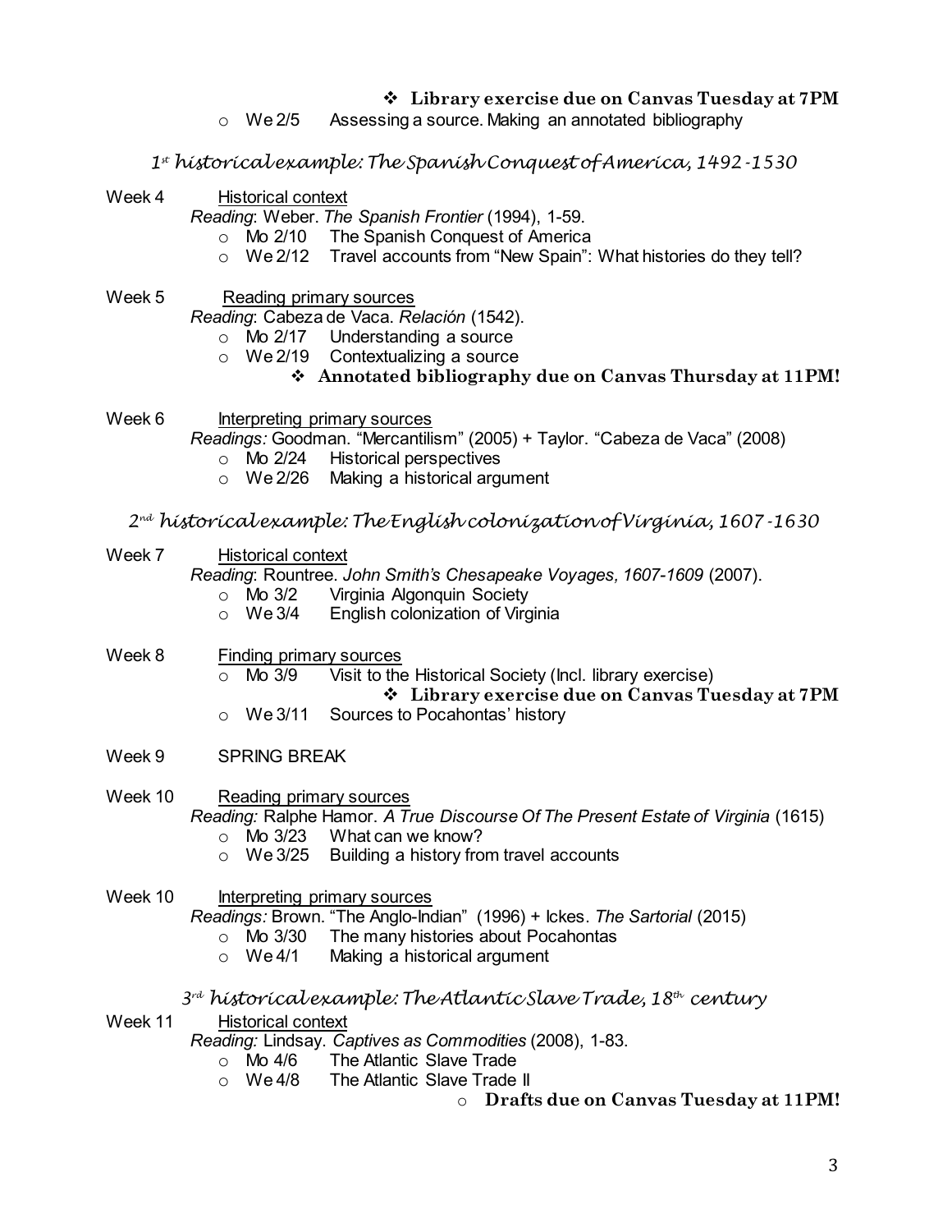- ❖ **Library exercise due on Canvas Tuesday at 7PM**
- We 2/5 Assessing a source. Making an annotated bibliography

## *1st historical example: The Spanish Conquest of America, 1492-1530*

**Week 4** Historical context

*Reading*: Weber. *The Spanish Frontier* (1994), 1-59.

- Mo 2/10 The Spanish Conquest of America
- We 2/12 Travel accounts from "New Spain": What histories do they tell?

**Week 5** Reading primary sources

*Reading*: Cabeza de Vaca. *Relación* (1542).

- Mo 2/17 Understanding a source
- We 2/19 Contextualizing a source
  - ❖ **Annotated bibliography due on Canvas Thursday at 11PM!**

**Week 6** Interpreting primary sources

*Readings:* Goodman. "Mercantilism" (2005) + Taylor. "Cabeza de Vaca" (2008)

- Mo 2/24 Historical perspectives
- We 2/26 Making a historical argument

## *2nd historical example: The English colonization of Virginia, 1607-1630*

**Week 7** Historical context

*Reading*: Rountree. *John Smith's Chesapeake Voyages, 1607-1609* (2007).

- Mo 3/2 Virginia Algonquin Society
- We 3/4 English colonization of Virginia

**Week 8** Finding primary sources

- Mo 3/9 Visit to the Historical Society (Incl. library exercise)
  - ❖ **Library exercise due on Canvas Tuesday at 7PM**
- We 3/11 Sources to Pocahontas' history

**Week 9** SPRING BREAK

**Week 10** Reading primary sources

*Reading:* Ralphe Hamor. *A True Discourse Of The Present Estate of Virginia* (1615)

- Mo 3/23 What can we know?
- We 3/25 Building a history from travel accounts

**Week 10** Interpreting primary sources

*Readings:* Brown. "The Anglo-Indian" (1996) + Ickes. *The Sartorial* (2015)

- Mo 3/30 The many histories about Pocahontas
- We 4/1 Making a historical argument

## *3rd historical example: The Atlantic Slave Trade, 18th century*

**Week 11** Historical context

*Reading:* Lindsay. *Captives as Commodities* (2008), 1-83.

- Mo 4/6 The Atlantic Slave Trade
- We 4/8 The Atlantic Slave Trade II
  - **Drafts due on Canvas Tuesday at 11PM!**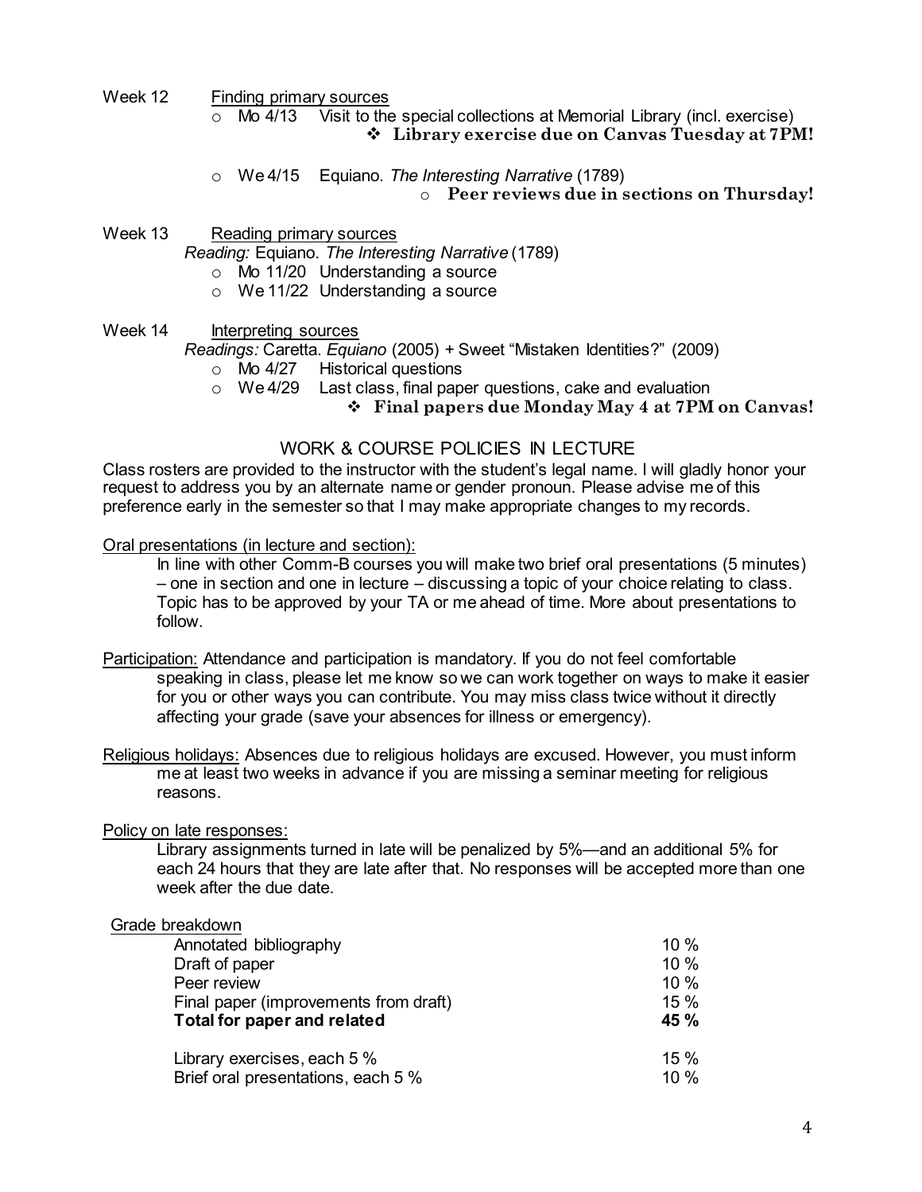Week 12 Finding primary sources

- Mo 4/13 Visit to the special collections at Memorial Library (incl. exercise)
  - ❖ **Library exercise due on Canvas Tuesday at 7PM!**
- We 4/15 Equiano. *The Interesting Narrative* (1789)
  - **Peer reviews due in sections on Thursday!**

Week 13 Reading primary sources

*Reading:* Equiano. *The Interesting Narrative* (1789)

- Mo 11/20 Understanding a source
- We 11/22 Understanding a source

Week 14 Interpreting sources

*Readings:* Caretta. *Equiano* (2005) + Sweet "Mistaken Identities?" (2009)

- Mo 4/27 Historical questions
- We 4/29 Last class, final paper questions, cake and evaluation
  - ❖ **Final papers due Monday May 4 at 7PM on Canvas!**

## WORK & COURSE POLICIES IN LECTURE

Class rosters are provided to the instructor with the student's legal name. I will gladly honor your request to address you by an alternate name or gender pronoun. Please advise me of this preference early in the semester so that I may make appropriate changes to my records.

Oral presentations (in lecture and section):

In line with other Comm-B courses you will make two brief oral presentations (5 minutes) – one in section and one in lecture – discussing a topic of your choice relating to class. Topic has to be approved by your TA or me ahead of time. More about presentations to follow.

Participation: Attendance and participation is mandatory. If you do not feel comfortable speaking in class, please let me know so we can work together on ways to make it easier for you or other ways you can contribute. You may miss class twice without it directly affecting your grade (save your absences for illness or emergency).

Religious holidays: Absences due to religious holidays are excused. However, you must inform me at least two weeks in advance if you are missing a seminar meeting for religious reasons.

Policy on late responses:

Library assignments turned in late will be penalized by 5%—and an additional 5% for each 24 hours that they are late after that. No responses will be accepted more than one week after the due date.

Grade breakdown

| | |
|---|---|
| Annotated bibliography | 10 % |
| Draft of paper | 10 % |
| Peer review | 10 % |
| Final paper (improvements from draft) | 15 % |
| **Total for paper and related** | **45 %** |
| | |
| Library exercises, each 5 % | 15 % |
| Brief oral presentations, each 5 % | 10 % |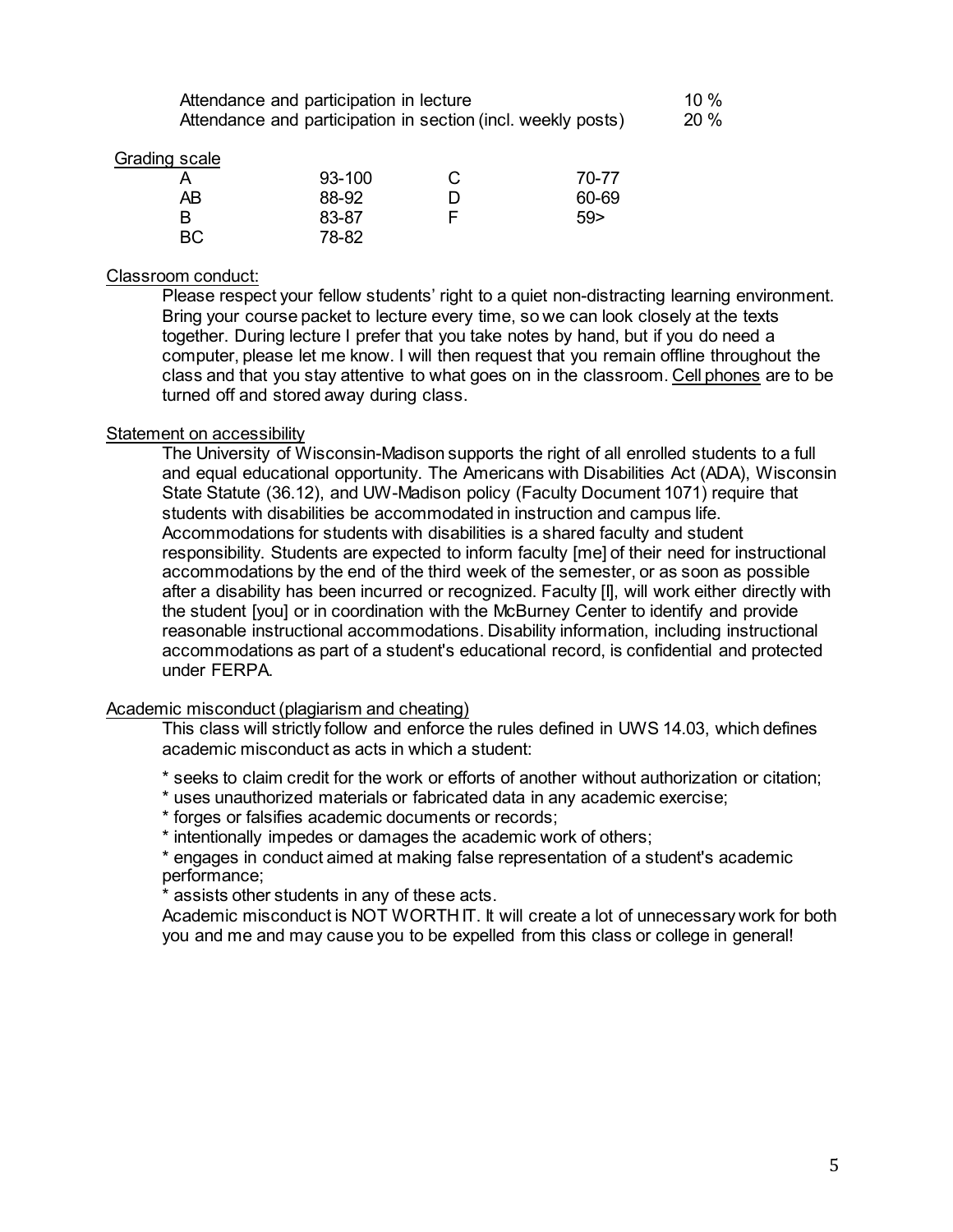| | |
|---|---|
| Attendance and participation in lecture | 10 % |
| Attendance and participation in section (incl. weekly posts) | 20 % |

Grading scale

| | | | |
|---|---|---|---|
| A | 93-100 | C | 70-77 |
| AB | 88-92 | D | 60-69 |
| B | 83-87 | F | 59> |
| BC | 78-82 | | |

Classroom conduct:

Please respect your fellow students' right to a quiet non-distracting learning environment. Bring your course packet to lecture every time, so we can look closely at the texts together. During lecture I prefer that you take notes by hand, but if you do need a computer, please let me know. I will then request that you remain offline throughout the class and that you stay attentive to what goes on in the classroom. Cell phones are to be turned off and stored away during class.

Statement on accessibility

The University of Wisconsin-Madison supports the right of all enrolled students to a full and equal educational opportunity. The Americans with Disabilities Act (ADA), Wisconsin State Statute (36.12), and UW-Madison policy (Faculty Document 1071) require that students with disabilities be accommodated in instruction and campus life. Accommodations for students with disabilities is a shared faculty and student responsibility. Students are expected to inform faculty [me] of their need for instructional accommodations by the end of the third week of the semester, or as soon as possible after a disability has been incurred or recognized. Faculty [I], will work either directly with the student [you] or in coordination with the McBurney Center to identify and provide reasonable instructional accommodations. Disability information, including instructional accommodations as part of a student's educational record, is confidential and protected under FERPA.

Academic misconduct (plagiarism and cheating)

This class will strictly follow and enforce the rules defined in UWS 14.03, which defines academic misconduct as acts in which a student:

* seeks to claim credit for the work or efforts of another without authorization or citation;
* uses unauthorized materials or fabricated data in any academic exercise;
* forges or falsifies academic documents or records;
* intentionally impedes or damages the academic work of others;
* engages in conduct aimed at making false representation of a student's academic performance;
* assists other students in any of these acts.

Academic misconduct is NOT WORTH IT. It will create a lot of unnecessary work for both you and me and may cause you to be expelled from this class or college in general!